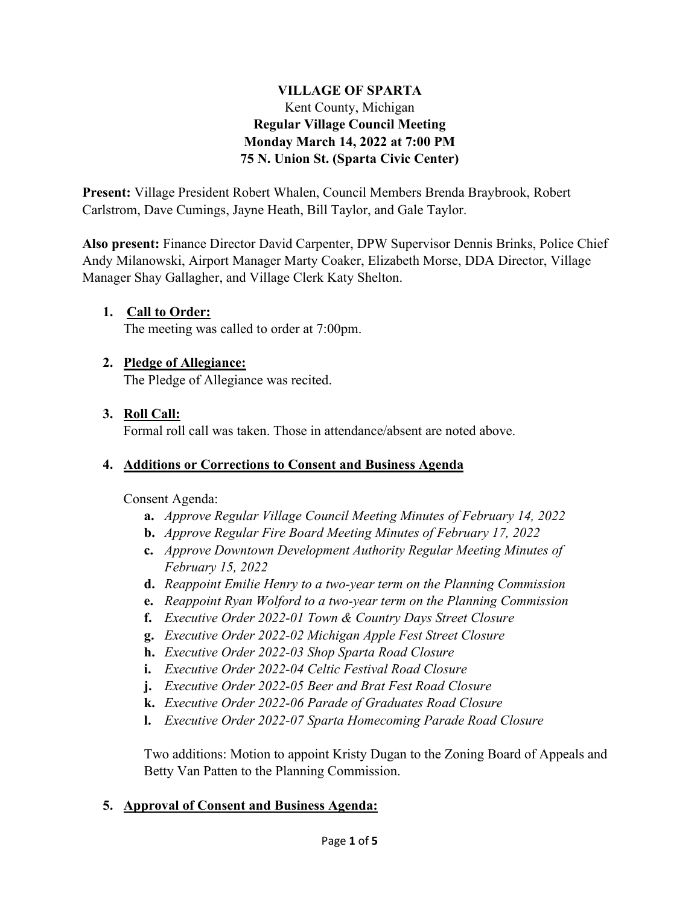**VILLAGE OF SPARTA**
Kent County, Michigan
**Regular Village Council Meeting**
**Monday March 14, 2022 at 7:00 PM**
**75 N. Union St. (Sparta Civic Center)**

**Present:** Village President Robert Whalen, Council Members Brenda Braybrook, Robert Carlstrom, Dave Cumings, Jayne Heath, Bill Taylor, and Gale Taylor.

**Also present:** Finance Director David Carpenter, DPW Supervisor Dennis Brinks, Police Chief Andy Milanowski, Airport Manager Marty Coaker, Elizabeth Morse, DDA Director, Village Manager Shay Gallagher, and Village Clerk Katy Shelton.

1. **Call to Order:**
   The meeting was called to order at 7:00pm.

2. **Pledge of Allegiance:**
   The Pledge of Allegiance was recited.

3. **Roll Call:**
   Formal roll call was taken. Those in attendance/absent are noted above.

4. **Additions or Corrections to Consent and Business Agenda**

   Consent Agenda:

   **a.** *Approve Regular Village Council Meeting Minutes of February 14, 2022*
   **b.** *Approve Regular Fire Board Meeting Minutes of February 17, 2022*
   **c.** *Approve Downtown Development Authority Regular Meeting Minutes of February 15, 2022*
   **d.** *Reappoint Emilie Henry to a two-year term on the Planning Commission*
   **e.** *Reappoint Ryan Wolford to a two-year term on the Planning Commission*
   **f.** *Executive Order 2022-01 Town & Country Days Street Closure*
   **g.** *Executive Order 2022-02 Michigan Apple Fest Street Closure*
   **h.** *Executive Order 2022-03 Shop Sparta Road Closure*
   **i.** *Executive Order 2022-04 Celtic Festival Road Closure*
   **j.** *Executive Order 2022-05 Beer and Brat Fest Road Closure*
   **k.** *Executive Order 2022-06 Parade of Graduates Road Closure*
   **l.** *Executive Order 2022-07 Sparta Homecoming Parade Road Closure*

   Two additions: Motion to appoint Kristy Dugan to the Zoning Board of Appeals and Betty Van Patten to the Planning Commission.

5. **Approval of Consent and Business Agenda:**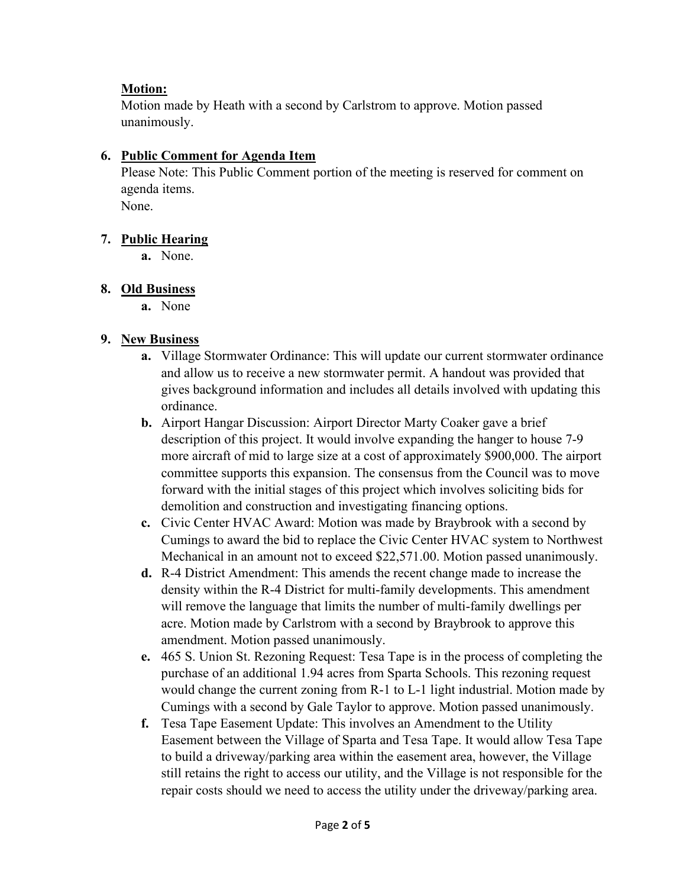**Motion:**
Motion made by Heath with a second by Carlstrom to approve. Motion passed unanimously.

6. **Public Comment for Agenda Item**
   Please Note: This Public Comment portion of the meeting is reserved for comment on agenda items.
   None.

7. **Public Hearing**
   a. None.

8. **Old Business**
   a. None

9. **New Business**
   a. Village Stormwater Ordinance: This will update our current stormwater ordinance and allow us to receive a new stormwater permit. A handout was provided that gives background information and includes all details involved with updating this ordinance.
   b. Airport Hangar Discussion: Airport Director Marty Coaker gave a brief description of this project. It would involve expanding the hanger to house 7-9 more aircraft of mid to large size at a cost of approximately $900,000. The airport committee supports this expansion. The consensus from the Council was to move forward with the initial stages of this project which involves soliciting bids for demolition and construction and investigating financing options.
   c. Civic Center HVAC Award: Motion was made by Braybrook with a second by Cumings to award the bid to replace the Civic Center HVAC system to Northwest Mechanical in an amount not to exceed $22,571.00. Motion passed unanimously.
   d. R-4 District Amendment: This amends the recent change made to increase the density within the R-4 District for multi-family developments. This amendment will remove the language that limits the number of multi-family dwellings per acre. Motion made by Carlstrom with a second by Braybrook to approve this amendment. Motion passed unanimously.
   e. 465 S. Union St. Rezoning Request: Tesa Tape is in the process of completing the purchase of an additional 1.94 acres from Sparta Schools. This rezoning request would change the current zoning from R-1 to L-1 light industrial. Motion made by Cumings with a second by Gale Taylor to approve. Motion passed unanimously.
   f. Tesa Tape Easement Update: This involves an Amendment to the Utility Easement between the Village of Sparta and Tesa Tape. It would allow Tesa Tape to build a driveway/parking area within the easement area, however, the Village still retains the right to access our utility, and the Village is not responsible for the repair costs should we need to access the utility under the driveway/parking area.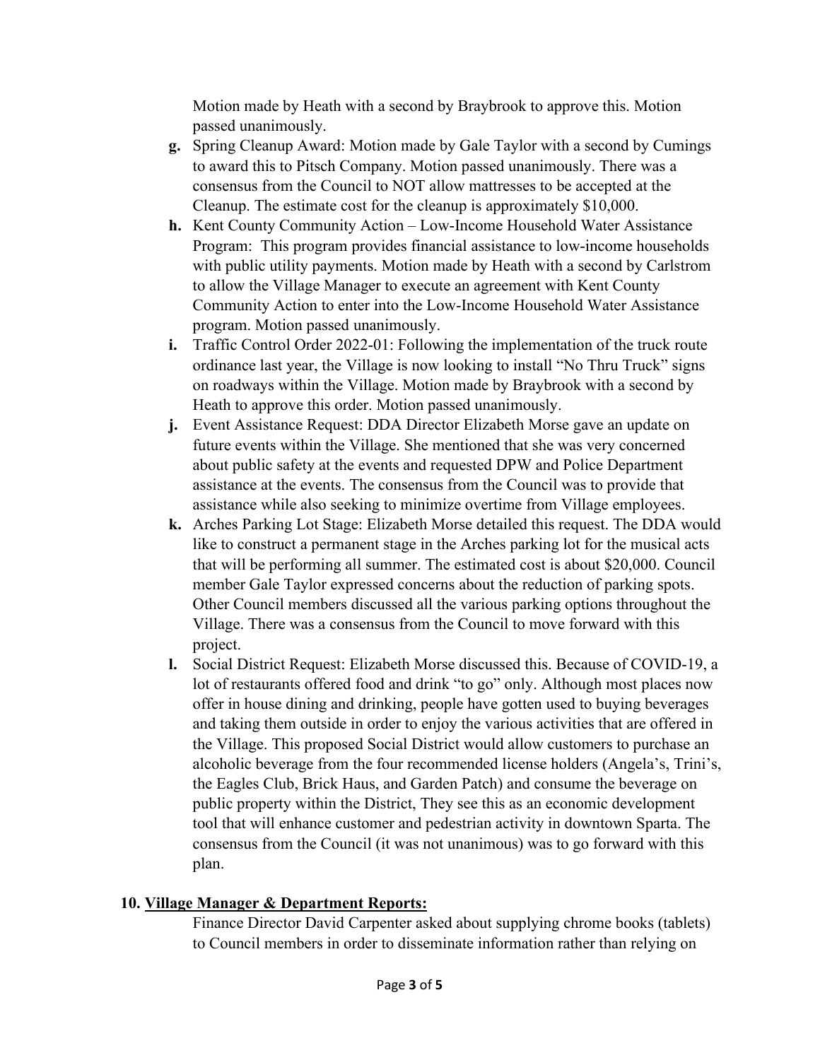Motion made by Heath with a second by Braybrook to approve this. Motion passed unanimously.

- **g.** Spring Cleanup Award: Motion made by Gale Taylor with a second by Cumings to award this to Pitsch Company. Motion passed unanimously. There was a consensus from the Council to NOT allow mattresses to be accepted at the Cleanup. The estimate cost for the cleanup is approximately $10,000.
- **h.** Kent County Community Action – Low-Income Household Water Assistance Program: This program provides financial assistance to low-income households with public utility payments. Motion made by Heath with a second by Carlstrom to allow the Village Manager to execute an agreement with Kent County Community Action to enter into the Low-Income Household Water Assistance program. Motion passed unanimously.
- **i.** Traffic Control Order 2022-01: Following the implementation of the truck route ordinance last year, the Village is now looking to install "No Thru Truck" signs on roadways within the Village. Motion made by Braybrook with a second by Heath to approve this order. Motion passed unanimously.
- **j.** Event Assistance Request: DDA Director Elizabeth Morse gave an update on future events within the Village. She mentioned that she was very concerned about public safety at the events and requested DPW and Police Department assistance at the events. The consensus from the Council was to provide that assistance while also seeking to minimize overtime from Village employees.
- **k.** Arches Parking Lot Stage: Elizabeth Morse detailed this request. The DDA would like to construct a permanent stage in the Arches parking lot for the musical acts that will be performing all summer. The estimated cost is about $20,000. Council member Gale Taylor expressed concerns about the reduction of parking spots. Other Council members discussed all the various parking options throughout the Village. There was a consensus from the Council to move forward with this project.
- **l.** Social District Request: Elizabeth Morse discussed this. Because of COVID-19, a lot of restaurants offered food and drink "to go" only. Although most places now offer in house dining and drinking, people have gotten used to buying beverages and taking them outside in order to enjoy the various activities that are offered in the Village. This proposed Social District would allow customers to purchase an alcoholic beverage from the four recommended license holders (Angela's, Trini's, the Eagles Club, Brick Haus, and Garden Patch) and consume the beverage on public property within the District, They see this as an economic development tool that will enhance customer and pedestrian activity in downtown Sparta. The consensus from the Council (it was not unanimous) was to go forward with this plan.

**10. <u>Village Manager & Department Reports:</u>**

Finance Director David Carpenter asked about supplying chrome books (tablets) to Council members in order to disseminate information rather than relying on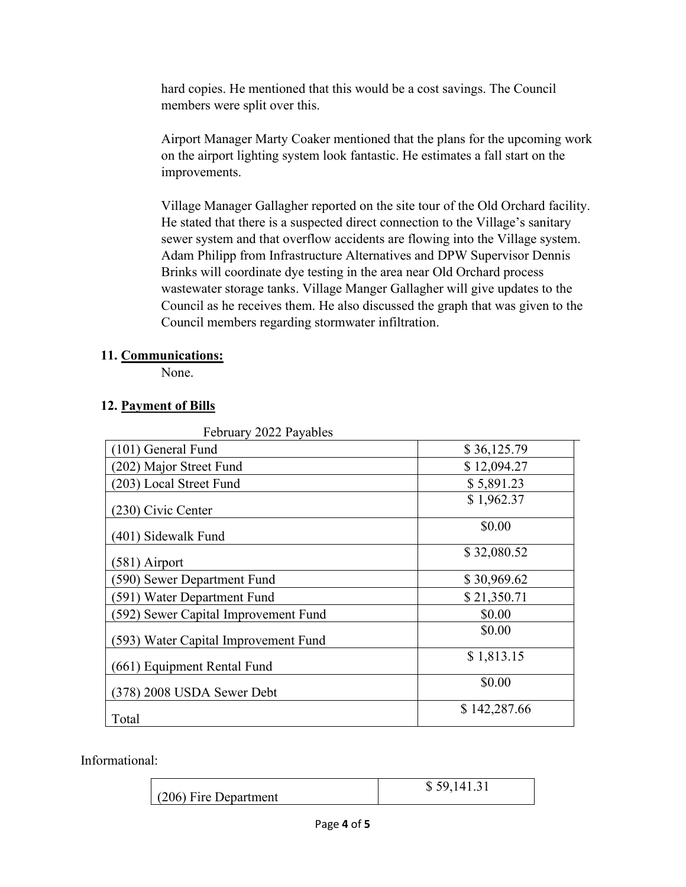hard copies. He mentioned that this would be a cost savings. The Council members were split over this.

Airport Manager Marty Coaker mentioned that the plans for the upcoming work on the airport lighting system look fantastic. He estimates a fall start on the improvements.

Village Manager Gallagher reported on the site tour of the Old Orchard facility. He stated that there is a suspected direct connection to the Village's sanitary sewer system and that overflow accidents are flowing into the Village system. Adam Philipp from Infrastructure Alternatives and DPW Supervisor Dennis Brinks will coordinate dye testing in the area near Old Orchard process wastewater storage tanks. Village Manger Gallagher will give updates to the Council as he receives them. He also discussed the graph that was given to the Council members regarding stormwater infiltration.

**11. Communications:**

None.

**12. Payment of Bills**

February 2022 Payables

| | |
|---|---|
| (101) General Fund | $ 36,125.79 |
| (202) Major Street Fund | $ 12,094.27 |
| (203) Local Street Fund | $ 5,891.23 |
| (230) Civic Center | $ 1,962.37 |
| (401) Sidewalk Fund | $0.00 |
| (581) Airport | $ 32,080.52 |
| (590) Sewer Department Fund | $ 30,969.62 |
| (591) Water Department Fund | $ 21,350.71 |
| (592) Sewer Capital Improvement Fund | $0.00 |
| (593) Water Capital Improvement Fund | $0.00 |
| (661) Equipment Rental Fund | $ 1,813.15 |
| (378) 2008 USDA Sewer Debt | $0.00 |
| Total | $ 142,287.66 |

Informational:

| | |
|---|---|
| (206) Fire Department | $ 59,141.31 |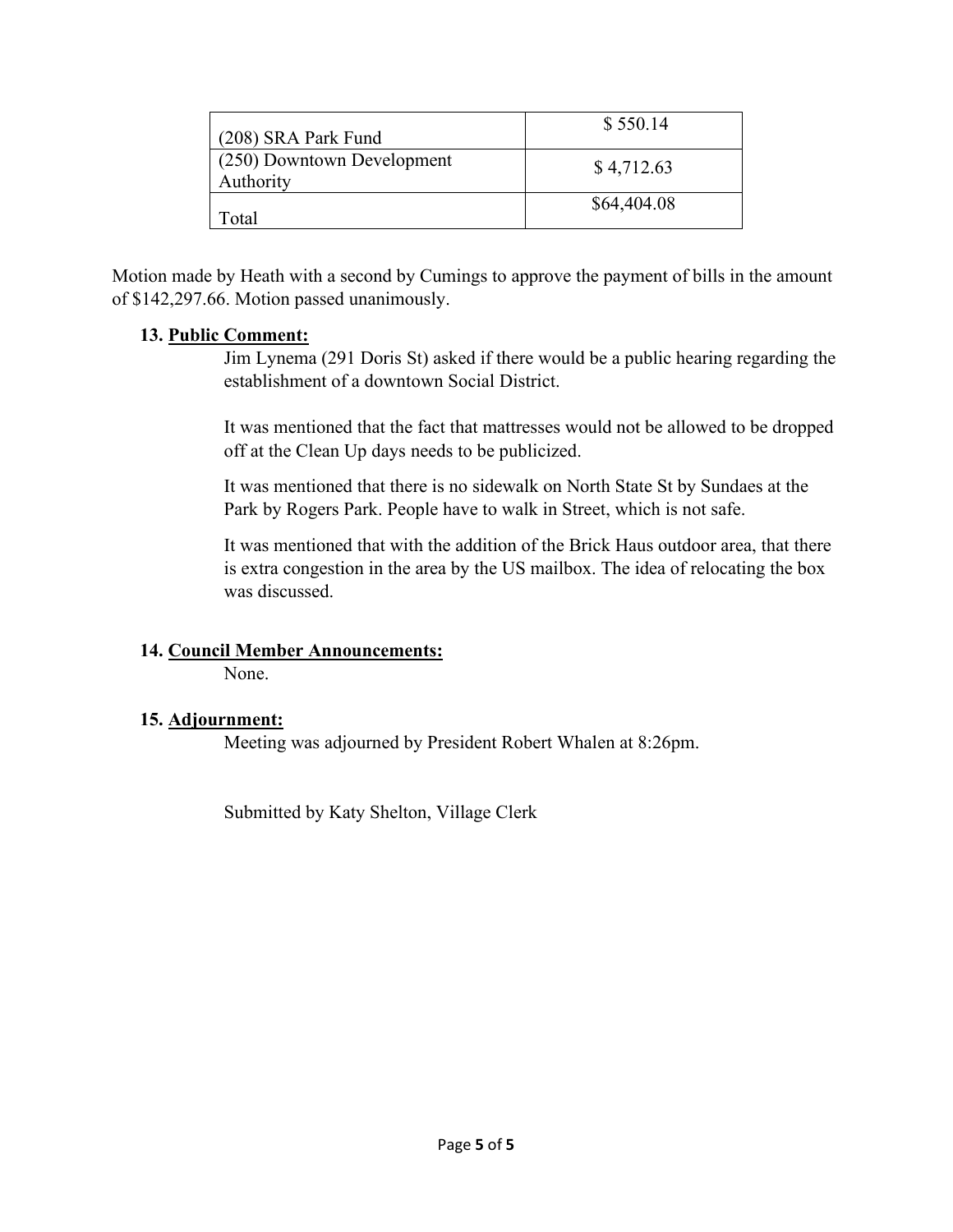| | |
|---|---|
| (208) SRA Park Fund | $ 550.14 |
| (250) Downtown Development Authority | $ 4,712.63 |
| Total | $64,404.08 |

Motion made by Heath with a second by Cumings to approve the payment of bills in the amount of $142,297.66. Motion passed unanimously.

**13. Public Comment:**

Jim Lynema (291 Doris St) asked if there would be a public hearing regarding the establishment of a downtown Social District.

It was mentioned that the fact that mattresses would not be allowed to be dropped off at the Clean Up days needs to be publicized.

It was mentioned that there is no sidewalk on North State St by Sundaes at the Park by Rogers Park. People have to walk in Street, which is not safe.

It was mentioned that with the addition of the Brick Haus outdoor area, that there is extra congestion in the area by the US mailbox. The idea of relocating the box was discussed.

**14. Council Member Announcements:**

None.

**15. Adjournment:**

Meeting was adjourned by President Robert Whalen at 8:26pm.

Submitted by Katy Shelton, Village Clerk